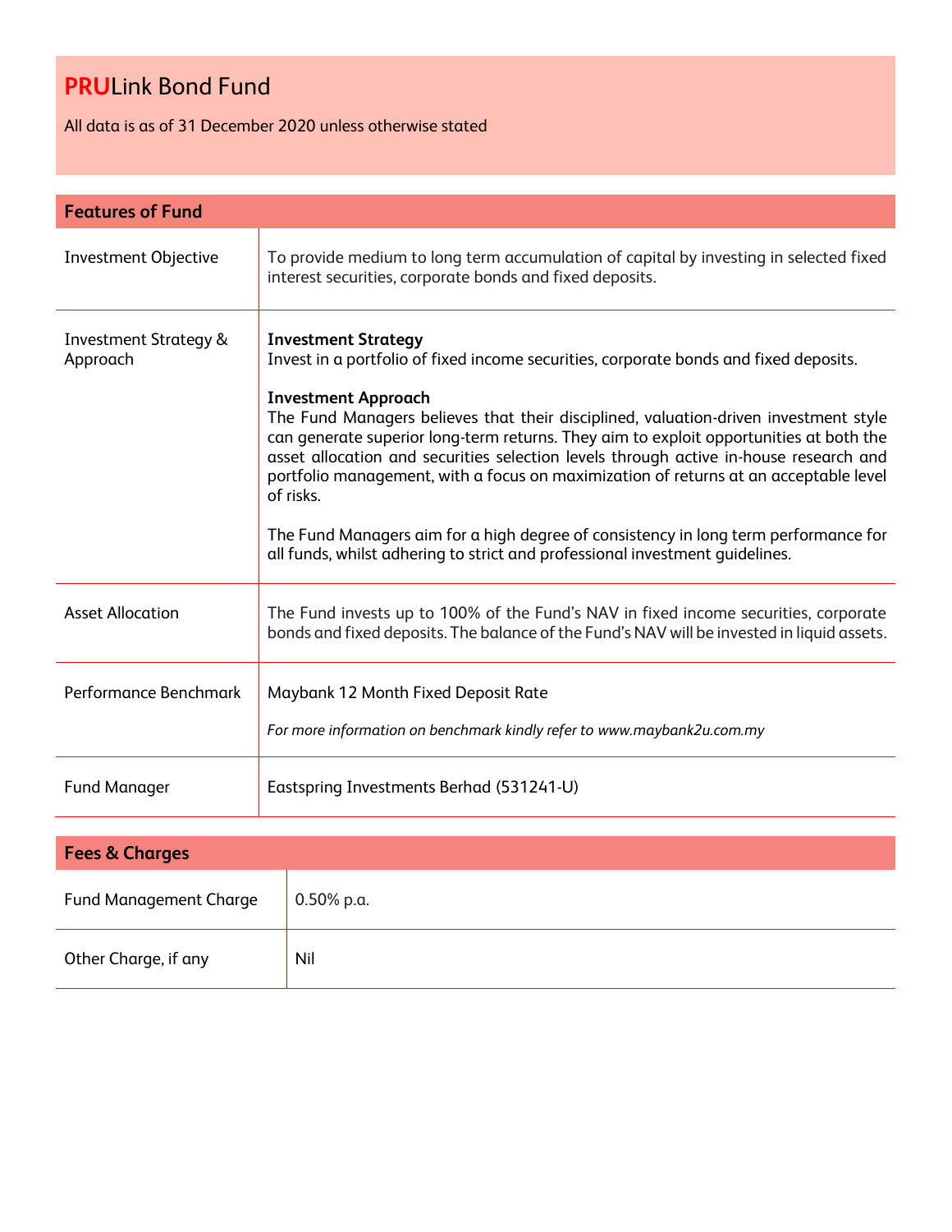# **PRU**Link Bond Fund

All data is as of 31 December 2020 unless otherwise stated

## Features of Fund

| | |
|---|---|
| Investment Objective | To provide medium to long term accumulation of capital by investing in selected fixed interest securities, corporate bonds and fixed deposits. |
| Investment Strategy & Approach | **Investment Strategy**<br>Invest in a portfolio of fixed income securities, corporate bonds and fixed deposits.<br><br>**Investment Approach**<br>The Fund Managers believes that their disciplined, valuation-driven investment style can generate superior long-term returns. They aim to exploit opportunities at both the asset allocation and securities selection levels through active in-house research and portfolio management, with a focus on maximization of returns at an acceptable level of risks.<br><br>The Fund Managers aim for a high degree of consistency in long term performance for all funds, whilst adhering to strict and professional investment guidelines. |
| Asset Allocation | The Fund invests up to 100% of the Fund's NAV in fixed income securities, corporate bonds and fixed deposits. The balance of the Fund's NAV will be invested in liquid assets. |
| Performance Benchmark | Maybank 12 Month Fixed Deposit Rate<br><br>*For more information on benchmark kindly refer to www.maybank2u.com.my* |
| Fund Manager | Eastspring Investments Berhad (531241-U) |

## Fees & Charges

| | |
|---|---|
| Fund Management Charge | 0.50% p.a. |
| Other Charge, if any | Nil |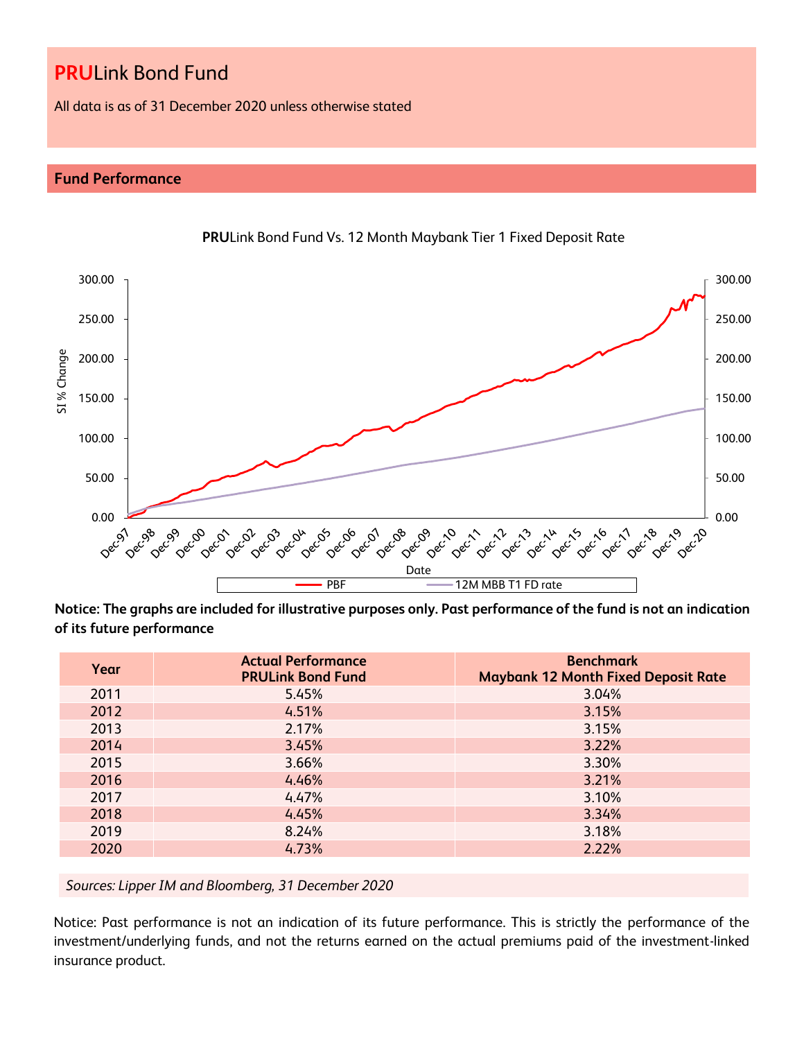# **PRU**Link Bond Fund

All data is as of 31 December 2020 unless otherwise stated

## Fund Performance

**PRU**Link Bond Fund Vs. 12 Month Maybank Tier 1 Fixed Deposit Rate

**Notice: The graphs are included for illustrative purposes only. Past performance of the fund is not an indication of its future performance**

| Year | Actual Performance PRULink Bond Fund | Benchmark Maybank 12 Month Fixed Deposit Rate |
|---|---|---|
| 2011 | 5.45% | 3.04% |
| 2012 | 4.51% | 3.15% |
| 2013 | 2.17% | 3.15% |
| 2014 | 3.45% | 3.22% |
| 2015 | 3.66% | 3.30% |
| 2016 | 4.46% | 3.21% |
| 2017 | 4.47% | 3.10% |
| 2018 | 4.45% | 3.34% |
| 2019 | 8.24% | 3.18% |
| 2020 | 4.73% | 2.22% |

*Sources: Lipper IM and Bloomberg, 31 December 2020*

Notice: Past performance is not an indication of its future performance. This is strictly the performance of the investment/underlying funds, and not the returns earned on the actual premiums paid of the investment-linked insurance product.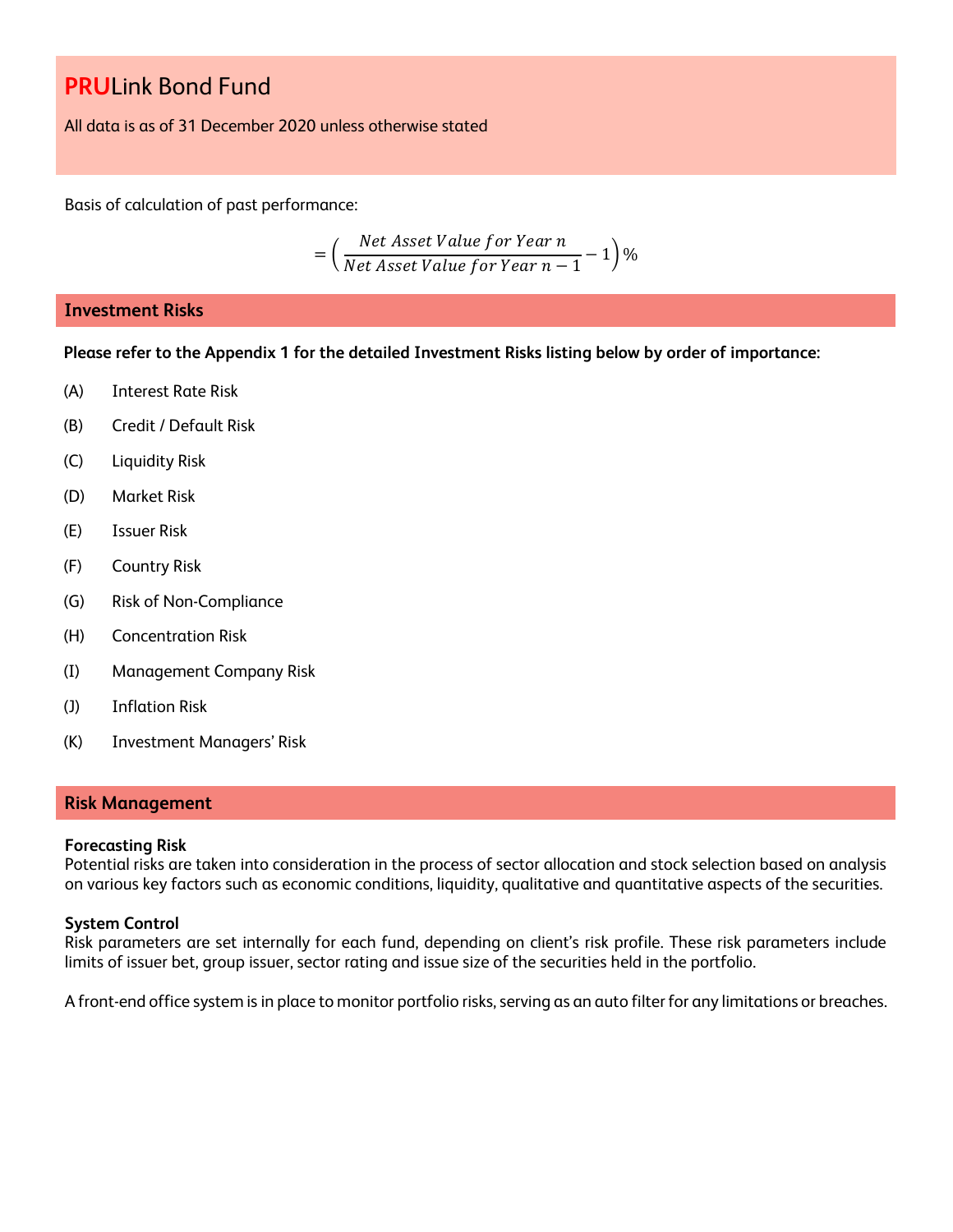# PRULink Bond Fund

All data is as of 31 December 2020 unless otherwise stated

Basis of calculation of past performance:

$$= \left( \frac{Net\ Asset\ Value\ for\ Year\ n}{Net\ Asset\ Value\ for\ Year\ n-1} - 1 \right)\%$$

## Investment Risks

**Please refer to the Appendix 1 for the detailed Investment Risks listing below by order of importance:**

(A) Interest Rate Risk

(B) Credit / Default Risk

(C) Liquidity Risk

(D) Market Risk

(E) Issuer Risk

(F) Country Risk

(G) Risk of Non-Compliance

(H) Concentration Risk

(I) Management Company Risk

(J) Inflation Risk

(K) Investment Managers' Risk

## Risk Management

**Forecasting Risk**
Potential risks are taken into consideration in the process of sector allocation and stock selection based on analysis on various key factors such as economic conditions, liquidity, qualitative and quantitative aspects of the securities.

**System Control**
Risk parameters are set internally for each fund, depending on client's risk profile. These risk parameters include limits of issuer bet, group issuer, sector rating and issue size of the securities held in the portfolio.

A front-end office system is in place to monitor portfolio risks, serving as an auto filter for any limitations or breaches.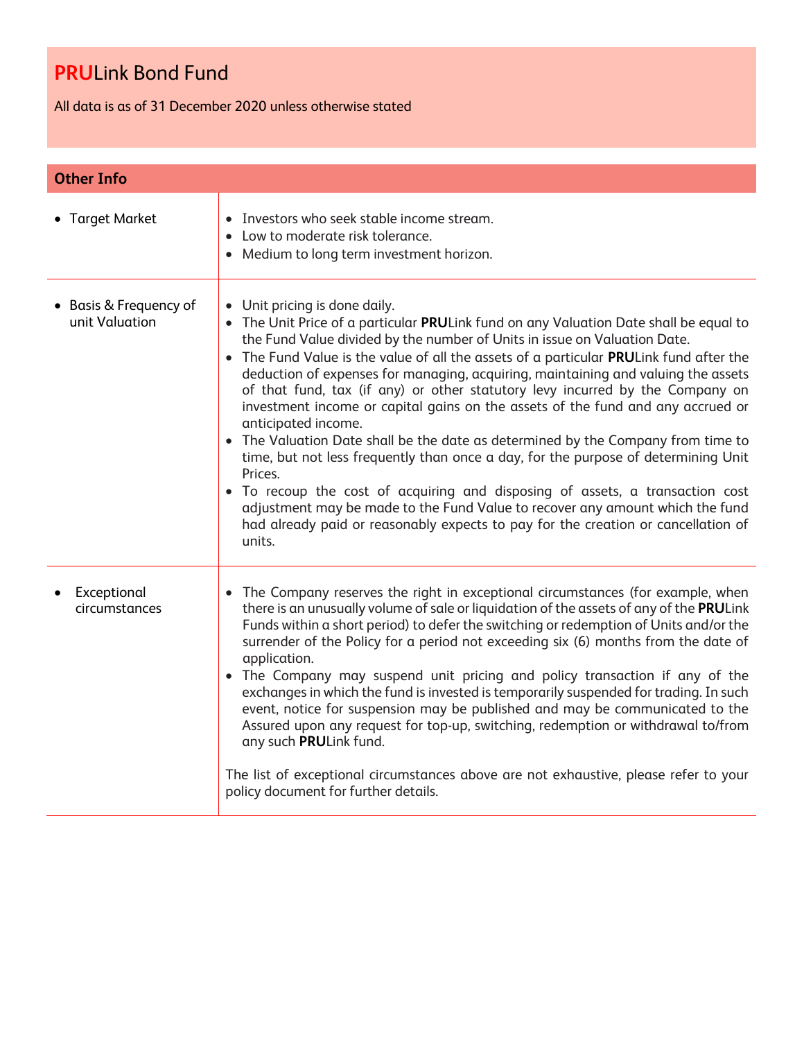# **PRU**Link Bond Fund

All data is as of 31 December 2020 unless otherwise stated

## Other Info

| | |
|---|---|
| • Target Market | • Investors who seek stable income stream.<br>• Low to moderate risk tolerance.<br>• Medium to long term investment horizon. |
| • Basis & Frequency of unit Valuation | • Unit pricing is done daily.<br>• The Unit Price of a particular **PRU**Link fund on any Valuation Date shall be equal to the Fund Value divided by the number of Units in issue on Valuation Date.<br>• The Fund Value is the value of all the assets of a particular **PRU**Link fund after the deduction of expenses for managing, acquiring, maintaining and valuing the assets of that fund, tax (if any) or other statutory levy incurred by the Company on investment income or capital gains on the assets of the fund and any accrued or anticipated income.<br>• The Valuation Date shall be the date as determined by the Company from time to time, but not less frequently than once a day, for the purpose of determining Unit Prices.<br>• To recoup the cost of acquiring and disposing of assets, a transaction cost adjustment may be made to the Fund Value to recover any amount which the fund had already paid or reasonably expects to pay for the creation or cancellation of units. |
| • Exceptional circumstances | • The Company reserves the right in exceptional circumstances (for example, when there is an unusually volume of sale or liquidation of the assets of any of the **PRU**Link Funds within a short period) to defer the switching or redemption of Units and/or the surrender of the Policy for a period not exceeding six (6) months from the date of application.<br>• The Company may suspend unit pricing and policy transaction if any of the exchanges in which the fund is invested is temporarily suspended for trading. In such event, notice for suspension may be published and may be communicated to the Assured upon any request for top-up, switching, redemption or withdrawal to/from any such **PRU**Link fund.<br><br>The list of exceptional circumstances above are not exhaustive, please refer to your policy document for further details. |